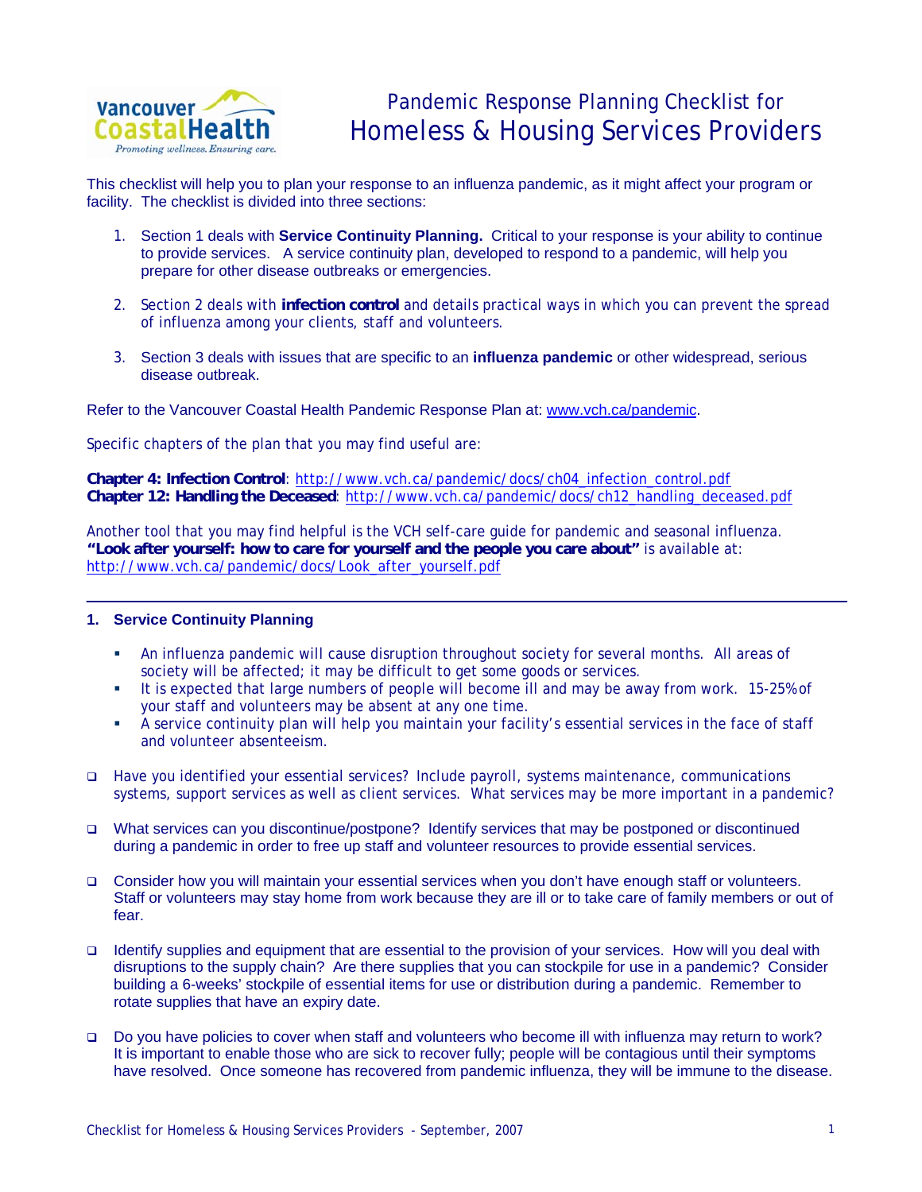# Pandemic Response Planning Checklist for Homeless & Housing Services Providers

This checklist will help you to plan your response to an influenza pandemic, as it might affect your program or facility. The checklist is divided into three sections:

1. Section 1 deals with **Service Continuity Planning.** Critical to your response is your ability to continue to provide services. A service continuity plan, developed to respond to a pandemic, will help you prepare for other disease outbreaks or emergencies.

2. Section 2 deals with **infection control** and details practical ways in which you can prevent the spread of influenza among your clients, staff and volunteers.

3. Section 3 deals with issues that are specific to an **influenza pandemic** or other widespread, serious disease outbreak.

Refer to the Vancouver Coastal Health Pandemic Response Plan at: www.vch.ca/pandemic.

Specific chapters of the plan that you may find useful are:

**Chapter 4: Infection Control**: http://www.vch.ca/pandemic/docs/ch04_infection_control.pdf
**Chapter 12: Handling the Deceased**: http://www.vch.ca/pandemic/docs/ch12_handling_deceased.pdf

Another tool that you may find helpful is the VCH self-care guide for pandemic and seasonal influenza. **"Look after yourself: how to care for yourself and the people you care about"** is available at: http://www.vch.ca/pandemic/docs/Look_after_yourself.pdf

---

## 1. Service Continuity Planning

- An influenza pandemic will cause disruption throughout society for several months. All areas of society will be affected; it may be difficult to get some goods or services.
- It is expected that large numbers of people will become ill and may be away from work. 15-25% of your staff and volunteers may be absent at any one time.
- A service continuity plan will help you maintain your facility's essential services in the face of staff and volunteer absenteeism.

- [ ] Have you identified your essential services? Include payroll, systems maintenance, communications systems, support services as well as client services. What services may be more important in a pandemic?

- [ ] What services can you discontinue/postpone? Identify services that may be postponed or discontinued during a pandemic in order to free up staff and volunteer resources to provide essential services.

- [ ] Consider how you will maintain your essential services when you don't have enough staff or volunteers. Staff or volunteers may stay home from work because they are ill or to take care of family members or out of fear.

- [ ] Identify supplies and equipment that are essential to the provision of your services. How will you deal with disruptions to the supply chain? Are there supplies that you can stockpile for use in a pandemic? Consider building a 6-weeks' stockpile of essential items for use or distribution during a pandemic. Remember to rotate supplies that have an expiry date.

- [ ] Do you have policies to cover when staff and volunteers who become ill with influenza may return to work? It is important to enable those who are sick to recover fully; people will be contagious until their symptoms have resolved. Once someone has recovered from pandemic influenza, they will be immune to the disease.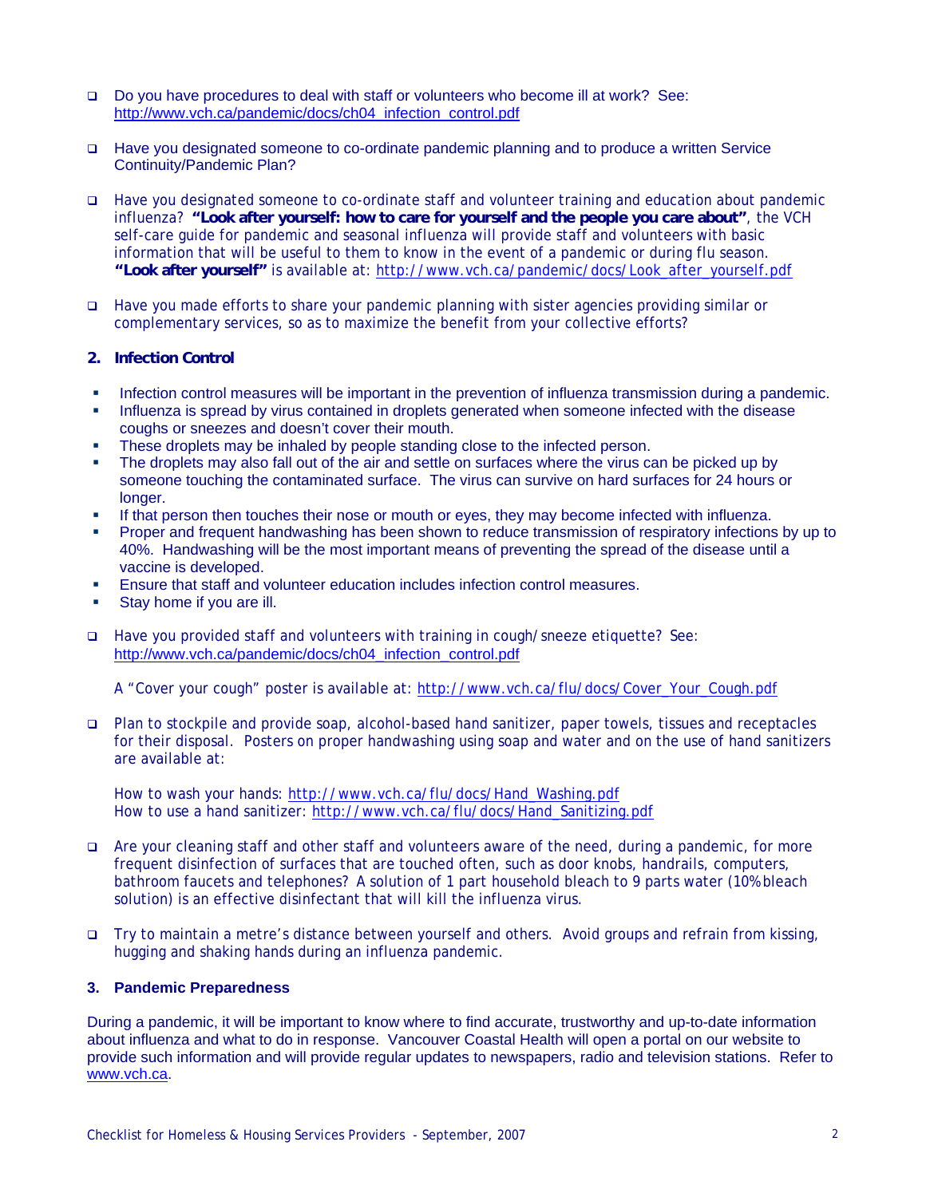- ☐ Do you have procedures to deal with staff or volunteers who become ill at work? See: http://www.vch.ca/pandemic/docs/ch04_infection_control.pdf

- ☐ Have you designated someone to co-ordinate pandemic planning and to produce a written Service Continuity/Pandemic Plan?

- ☐ Have you designated someone to co-ordinate staff and volunteer training and education about pandemic influenza? **"Look after yourself: how to care for yourself and the people you care about"**, the VCH self-care guide for pandemic and seasonal influenza will provide staff and volunteers with basic information that will be useful to them to know in the event of a pandemic or during flu season. **"Look after yourself"** is available at: http://www.vch.ca/pandemic/docs/Look_after_yourself.pdf

- ☐ Have you made efforts to share your pandemic planning with sister agencies providing similar or complementary services, so as to maximize the benefit from your collective efforts?

## 2. Infection Control

- Infection control measures will be important in the prevention of influenza transmission during a pandemic.
- Influenza is spread by virus contained in droplets generated when someone infected with the disease coughs or sneezes and doesn't cover their mouth.
- These droplets may be inhaled by people standing close to the infected person.
- The droplets may also fall out of the air and settle on surfaces where the virus can be picked up by someone touching the contaminated surface. The virus can survive on hard surfaces for 24 hours or longer.
- If that person then touches their nose or mouth or eyes, they may become infected with influenza.
- Proper and frequent handwashing has been shown to reduce transmission of respiratory infections by up to 40%. Handwashing will be the most important means of preventing the spread of the disease until a vaccine is developed.
- Ensure that staff and volunteer education includes infection control measures.
- Stay home if you are ill.

- ☐ Have you provided staff and volunteers with training in cough/sneeze etiquette? See: http://www.vch.ca/pandemic/docs/ch04_infection_control.pdf

  A "Cover your cough" poster is available at: http://www.vch.ca/flu/docs/Cover_Your_Cough.pdf

- ☐ Plan to stockpile and provide soap, alcohol-based hand sanitizer, paper towels, tissues and receptacles for their disposal. Posters on proper handwashing using soap and water and on the use of hand sanitizers are available at:

  How to wash your hands: http://www.vch.ca/flu/docs/Hand_Washing.pdf
  How to use a hand sanitizer: http://www.vch.ca/flu/docs/Hand_Sanitizing.pdf

- ☐ Are your cleaning staff and other staff and volunteers aware of the need, during a pandemic, for more frequent disinfection of surfaces that are touched often, such as door knobs, handrails, computers, bathroom faucets and telephones? A solution of 1 part household bleach to 9 parts water (10% bleach solution) is an effective disinfectant that will kill the influenza virus.

- ☐ Try to maintain a metre's distance between yourself and others. Avoid groups and refrain from kissing, hugging and shaking hands during an influenza pandemic.

## 3. Pandemic Preparedness

During a pandemic, it will be important to know where to find accurate, trustworthy and up-to-date information about influenza and what to do in response. Vancouver Coastal Health will open a portal on our website to provide such information and will provide regular updates to newspapers, radio and television stations. Refer to www.vch.ca.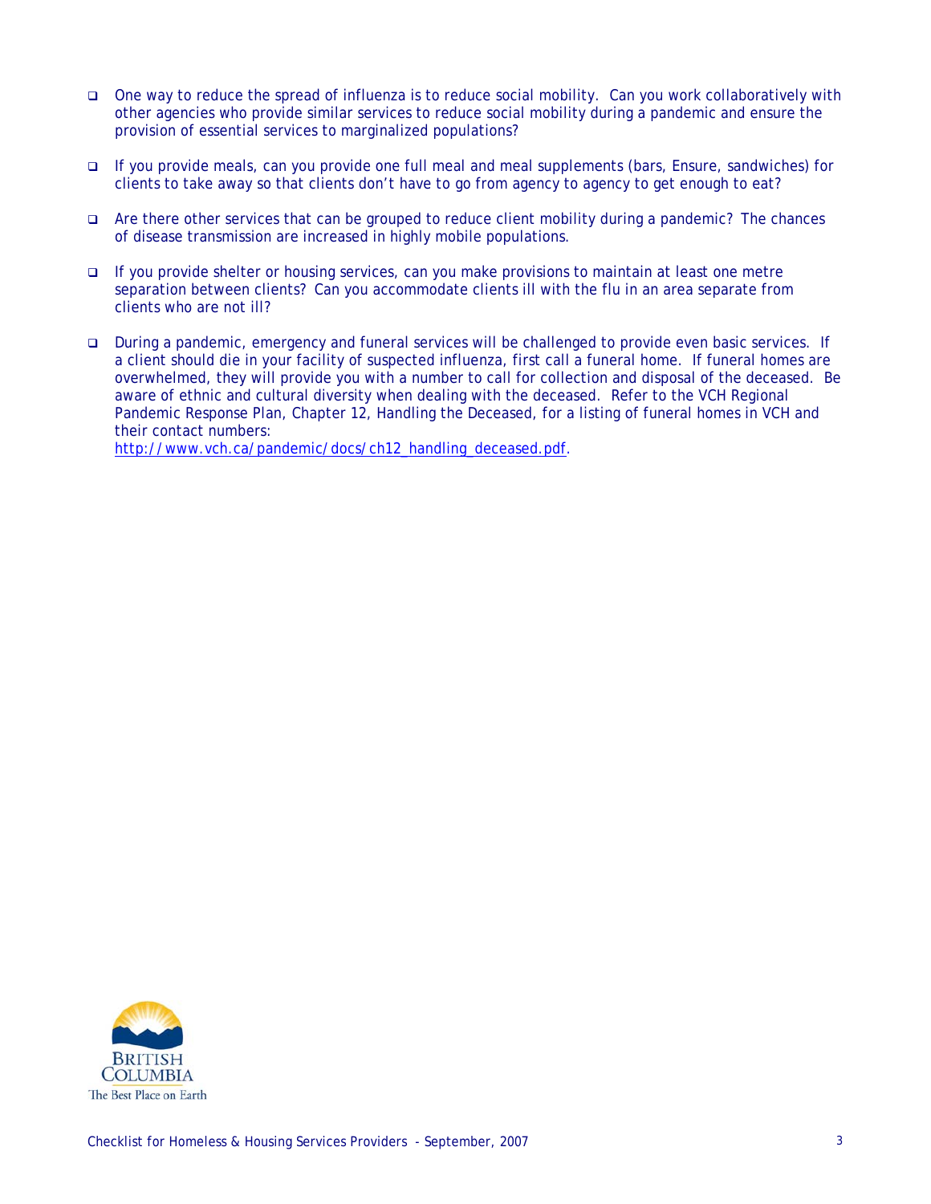- One way to reduce the spread of influenza is to reduce social mobility. Can you work collaboratively with other agencies who provide similar services to reduce social mobility during a pandemic and ensure the provision of essential services to marginalized populations?

- If you provide meals, can you provide one full meal and meal supplements (bars, Ensure, sandwiches) for clients to take away so that clients don't have to go from agency to agency to get enough to eat?

- Are there other services that can be grouped to reduce client mobility during a pandemic? The chances of disease transmission are increased in highly mobile populations.

- If you provide shelter or housing services, can you make provisions to maintain at least one metre separation between clients? Can you accommodate clients ill with the flu in an area separate from clients who are not ill?

- During a pandemic, emergency and funeral services will be challenged to provide even basic services. If a client should die in your facility of suspected influenza, first call a funeral home. If funeral homes are overwhelmed, they will provide you with a number to call for collection and disposal of the deceased. Be aware of ethnic and cultural diversity when dealing with the deceased. Refer to the VCH Regional Pandemic Response Plan, Chapter 12, Handling the Deceased, for a listing of funeral homes in VCH and their contact numbers:
  http://www.vch.ca/pandemic/docs/ch12_handling_deceased.pdf.

BRITISH COLUMBIA
The Best Place on Earth